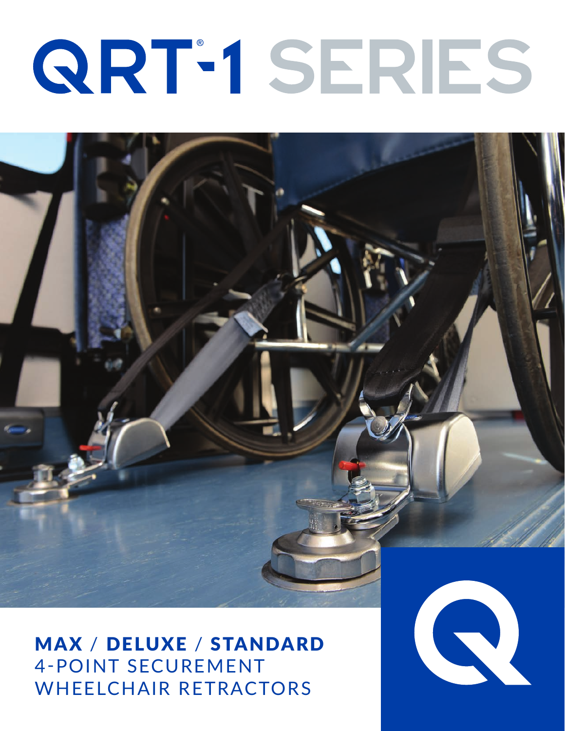# QRT®-1 SERIES

**MAX / DELUXE / STANDARD**

4-POINT SECUREMENT WHEELCHAIR RETRACTORS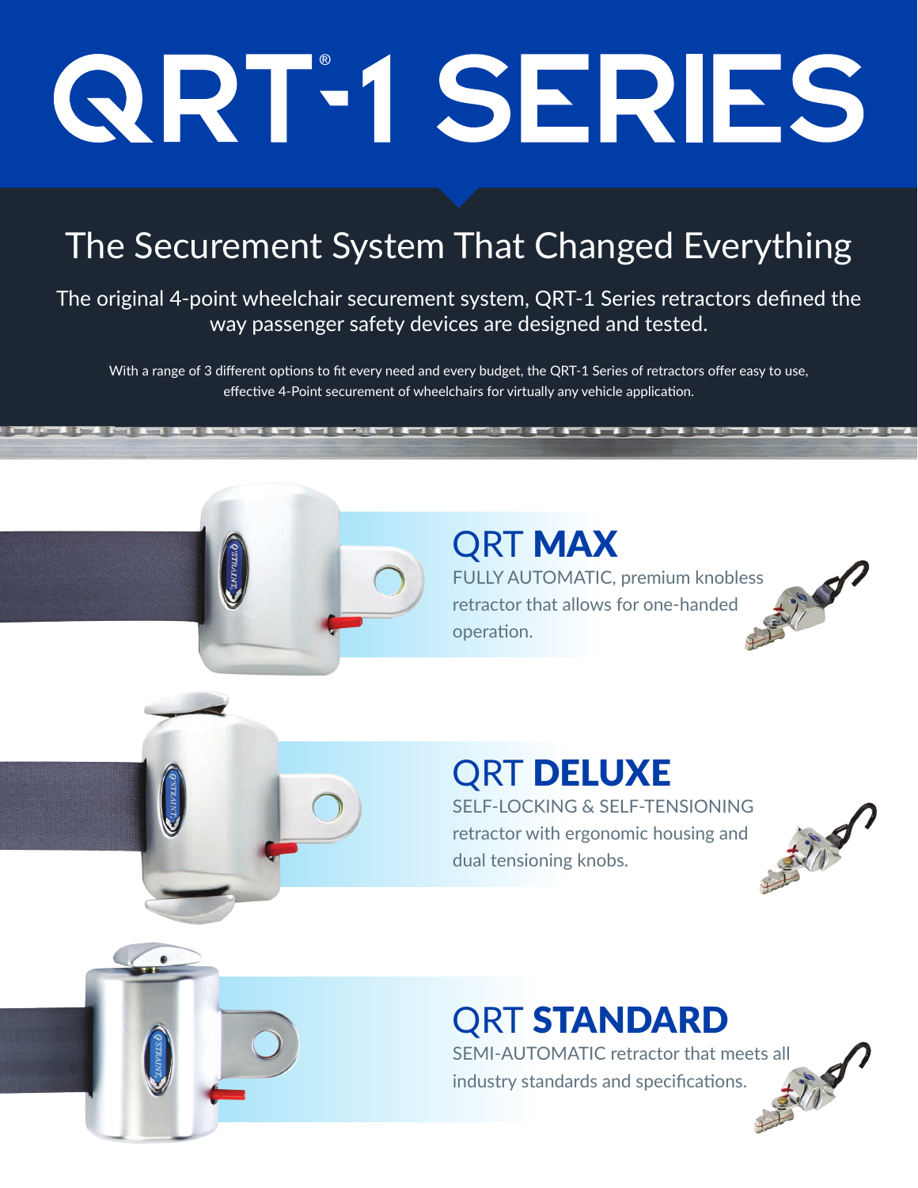# QRT®-1 SERIES

## The Securement System That Changed Everything

The original 4-point wheelchair securement system, QRT-1 Series retractors defined the way passenger safety devices are designed and tested.

With a range of 3 different options to fit every need and every budget, the QRT-1 Series of retractors offer easy to use, effective 4-Point securement of wheelchairs for virtually any vehicle application.

### QRT **MAX**

FULLY AUTOMATIC, premium knobless retractor that allows for one-handed operation.

### QRT **DELUXE**

SELF-LOCKING & SELF-TENSIONING retractor with ergonomic housing and dual tensioning knobs.

### QRT **STANDARD**

SEMI-AUTOMATIC retractor that meets all industry standards and specifications.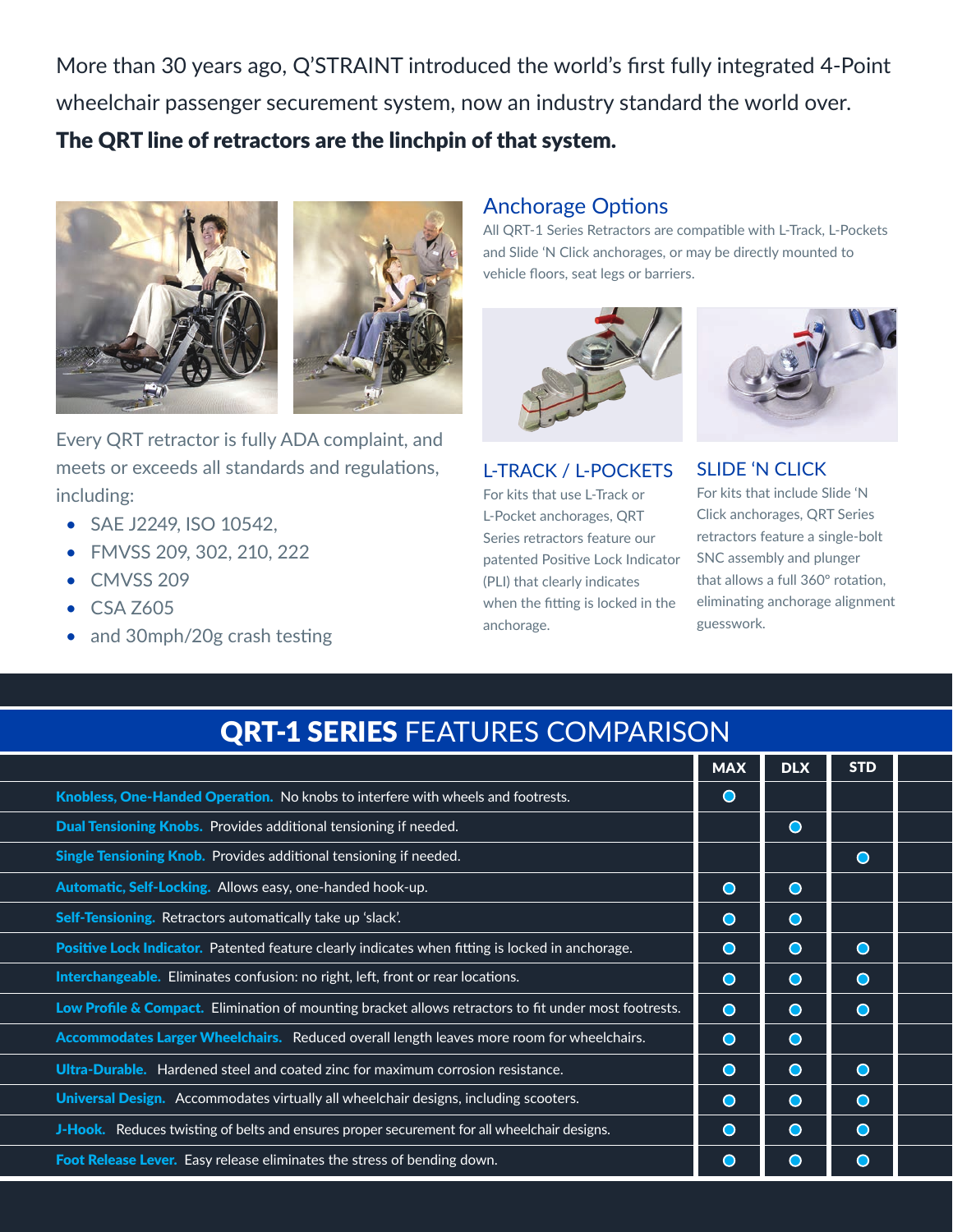More than 30 years ago, Q'STRAINT introduced the world's first fully integrated 4-Point wheelchair passenger securement system, now an industry standard the world over.

**The QRT line of retractors are the linchpin of that system.**

Every QRT retractor is fully ADA complaint, and meets or exceeds all standards and regulations, including:

- SAE J2249, ISO 10542,
- FMVSS 209, 302, 210, 222
- CMVSS 209
- CSA Z605
- and 30mph/20g crash testing

## Anchorage Options

All QRT-1 Series Retractors are compatible with L-Track, L-Pockets and Slide 'N Click anchorages, or may be directly mounted to vehicle floors, seat legs or barriers.

### L-TRACK / L-POCKETS

For kits that use L-Track or L-Pocket anchorages, QRT Series retractors feature our patented Positive Lock Indicator (PLI) that clearly indicates when the fitting is locked in the anchorage.

### SLIDE 'N CLICK

For kits that include Slide 'N Click anchorages, QRT Series retractors feature a single-bolt SNC assembly and plunger that allows a full 360° rotation, eliminating anchorage alignment guesswork.

## QRT-1 SERIES FEATURES COMPARISON

| | MAX | DLX | STD |
|---|---|---|---|
| **Knobless, One-Handed Operation.** No knobs to interfere with wheels and footrests. | ● | | |
| **Dual Tensioning Knobs.** Provides additional tensioning if needed. | | ● | |
| **Single Tensioning Knob.** Provides additional tensioning if needed. | | | ● |
| **Automatic, Self-Locking.** Allows easy, one-handed hook-up. | ● | ● | |
| **Self-Tensioning.** Retractors automatically take up 'slack'. | ● | ● | |
| **Positive Lock Indicator.** Patented feature clearly indicates when fitting is locked in anchorage. | ● | ● | ● |
| **Interchangeable.** Eliminates confusion: no right, left, front or rear locations. | ● | ● | ● |
| **Low Profile & Compact.** Elimination of mounting bracket allows retractors to fit under most footrests. | ● | ● | ● |
| **Accommodates Larger Wheelchairs.** Reduced overall length leaves more room for wheelchairs. | ● | ● | |
| **Ultra-Durable.** Hardened steel and coated zinc for maximum corrosion resistance. | ● | ● | ● |
| **Universal Design.** Accommodates virtually all wheelchair designs, including scooters. | ● | ● | ● |
| **J-Hook.** Reduces twisting of belts and ensures proper securement for all wheelchair designs. | ● | ● | ● |
| **Foot Release Lever.** Easy release eliminates the stress of bending down. | ● | ● | ● |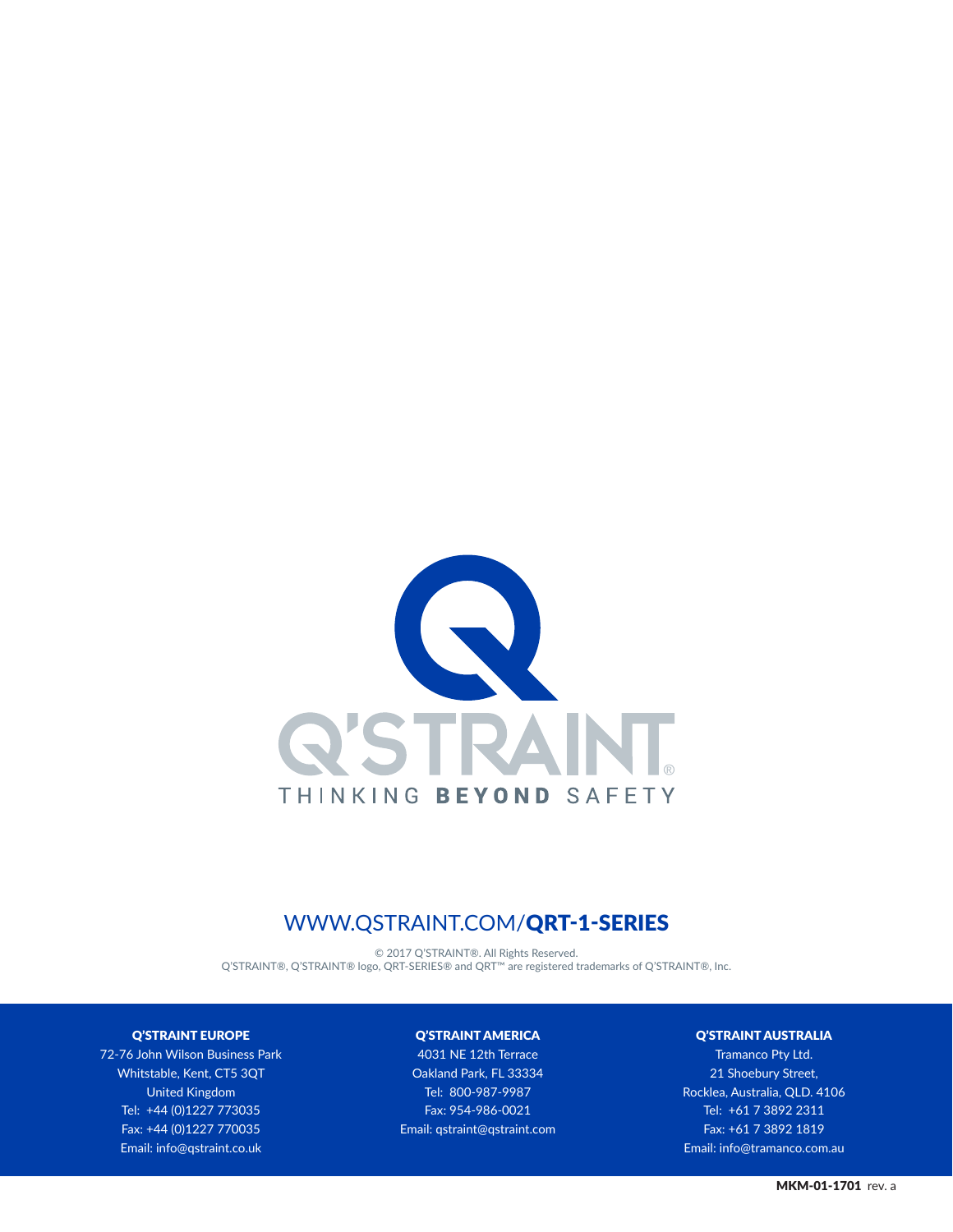Q'STRAINT®

THINKING **BEYOND** SAFETY

WWW.QSTRAINT.COM/**QRT-1-SERIES**

© 2017 Q'STRAINT®. All Rights Reserved.
Q'STRAINT®, Q'STRAINT® logo, QRT-SERIES® and QRT™ are registered trademarks of Q'STRAINT®, Inc.

**Q'STRAINT EUROPE**
72-76 John Wilson Business Park
Whitstable, Kent, CT5 3QT
United Kingdom
Tel: +44 (0)1227 773035
Fax: +44 (0)1227 770035
Email: info@qstraint.co.uk

**Q'STRAINT AMERICA**
4031 NE 12th Terrace
Oakland Park, FL 33334
Tel: 800-987-9987
Fax: 954-986-0021
Email: qstraint@qstraint.com

**Q'STRAINT AUSTRALIA**
Tramanco Pty Ltd.
21 Shoebury Street,
Rocklea, Australia, QLD. 4106
Tel: +61 7 3892 2311
Fax: +61 7 3892 1819
Email: info@tramanco.com.au

**MKM-01-1701** rev. a